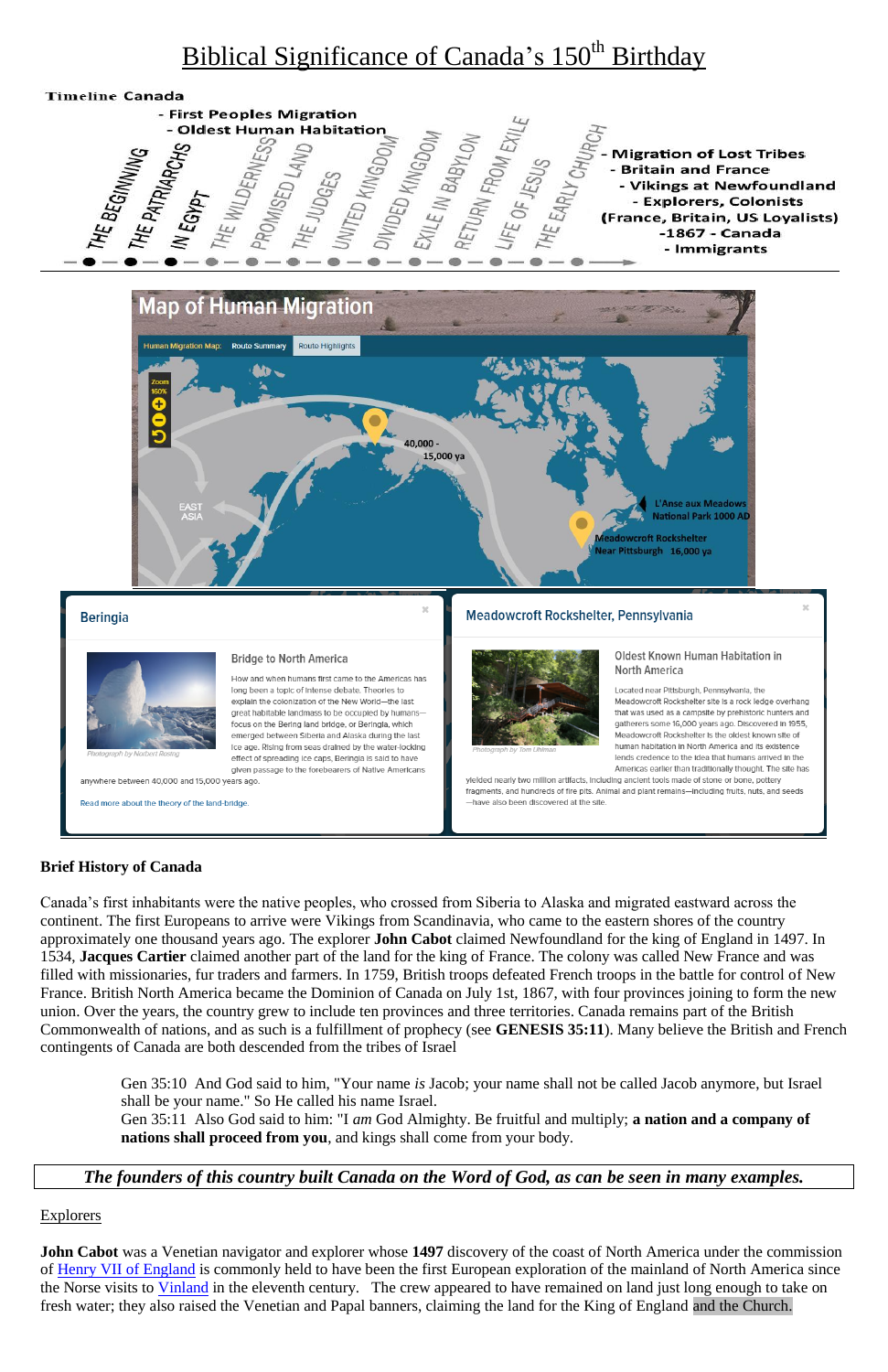# Biblical Significance of Canada's 150th Birthday

**Timeline Canada**

- First Peoples Migration
- Oldest Human Habitation

THE BEGINNING — THE PATRIARCHS — IN EGYPT — THE WILDERNESS — PROMISED LAND — THE JUDGES — UNITED KINGDOM — DIVIDED KINGDOM — EXILE IN BABYLON — RETURN FROM EXILE — LIFE OF JESUS — THE EARLY CHURCH

- Migration of Lost Tribes
- Britain and France
- Vikings at Newfoundland
- Explorers, Colonists (France, Britain, US Loyalists)
- 1867 - Canada
- Immigrants

**Map of Human Migration**

Human Migration Map: Route Summary | Route Highlights

Zoom 160%

40,000 - 15,000 ya

EAST ASIA

L'Anse aux Meadows National Park 1000 AD

Meadowcroft Rockshelter Near Pittsburgh 16,000 ya

**Beringia**

**Bridge to North America**

How and when humans first came to the Americas has long been a topic of intense debate. Theories to explain the colonization of the New World—the last great habitable landmass to be occupied by humans—focus on the Bering land bridge, or Beringia, which emerged between Siberia and Alaska during the last ice age. Rising from seas drained by the water-locking effect of spreading ice caps, Beringia is said to have given passage to the forebearers of Native Americans anywhere between 40,000 and 15,000 years ago.

Photograph by Norbert Rosing

Read more about the theory of the land-bridge.

**Meadowcroft Rockshelter, Pennsylvania**

**Oldest Known Human Habitation in North America**

Located near Pittsburgh, Pennsylvania, the Meadowcroft Rockshelter site is a rock ledge overhang that was used as a campsite by prehistoric hunters and gatherers some 16,000 years ago. Discovered in 1955, Meadowcroft Rockshelter is the oldest known site of human habitation in North America and its existence lends credence to the idea that humans arrived in the Americas earlier than traditionally thought. The site has yielded nearly two million artifacts, including ancient tools made of stone or bone, pottery fragments, and hundreds of fire pits. Animal and plant remains—including fruits, nuts, and seeds—have also been discovered at the site.

Photograph by Tom Uhlman

**Brief History of Canada**

Canada's first inhabitants were the native peoples, who crossed from Siberia to Alaska and migrated eastward across the continent. The first Europeans to arrive were Vikings from Scandinavia, who came to the eastern shores of the country approximately one thousand years ago. The explorer **John Cabot** claimed Newfoundland for the king of England in 1497. In 1534, **Jacques Cartier** claimed another part of the land for the king of France. The colony was called New France and was filled with missionaries, fur traders and farmers. In 1759, British troops defeated French troops in the battle for control of New France. British North America became the Dominion of Canada on July 1st, 1867, with four provinces joining to form the new union. Over the years, the country grew to include ten provinces and three territories. Canada remains part of the British Commonwealth of nations, and as such is a fulfillment of prophecy (see **GENESIS 35:11**). Many believe the British and French contingents of Canada are both descended from the tribes of Israel

> Gen 35:10 And God said to him, "Your name *is* Jacob; your name shall not be called Jacob anymore, but Israel shall be your name." So He called his name Israel.
> Gen 35:11 Also God said to him: "I *am* God Almighty. Be fruitful and multiply; **a nation and a company of nations shall proceed from you**, and kings shall come from your body.

***The founders of this country built Canada on the Word of God, as can be seen in many examples.***

Explorers

**John Cabot** was a Venetian navigator and explorer whose **1497** discovery of the coast of North America under the commission of Henry VII of England is commonly held to have been the first European exploration of the mainland of North America since the Norse visits to Vinland in the eleventh century. The crew appeared to have remained on land just long enough to take on fresh water; they also raised the Venetian and Papal banners, claiming the land for the King of England and the Church.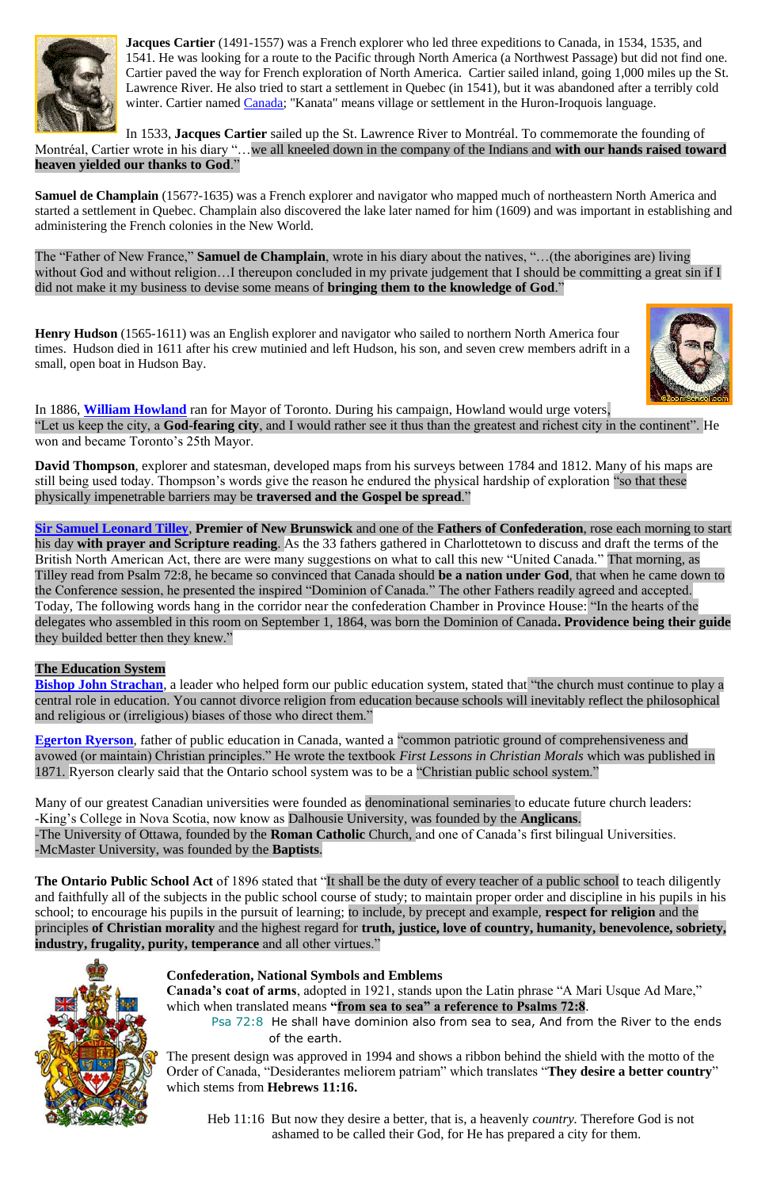**Jacques Cartier** (1491-1557) was a French explorer who led three expeditions to Canada, in 1534, 1535, and 1541. He was looking for a route to the Pacific through North America (a Northwest Passage) but did not find one. Cartier paved the way for French exploration of North America. Cartier sailed inland, going 1,000 miles up the St. Lawrence River. He also tried to start a settlement in Quebec (in 1541), but it was abandoned after a terribly cold winter. Cartier named Canada; "Kanata" means village or settlement in the Huron-Iroquois language.

In 1533, **Jacques Cartier** sailed up the St. Lawrence River to Montréal. To commemorate the founding of Montréal, Cartier wrote in his diary "…we all kneeled down in the company of the Indians and **with our hands raised toward heaven yielded our thanks to God**."

**Samuel de Champlain** (1567?-1635) was a French explorer and navigator who mapped much of northeastern North America and started a settlement in Quebec. Champlain also discovered the lake later named for him (1609) and was important in establishing and administering the French colonies in the New World.

The "Father of New France," **Samuel de Champlain**, wrote in his diary about the natives, "…(the aborigines are) living without God and without religion…I thereupon concluded in my private judgement that I should be committing a great sin if I did not make it my business to devise some means of **bringing them to the knowledge of God**."

**Henry Hudson** (1565-1611) was an English explorer and navigator who sailed to northern North America four times. Hudson died in 1611 after his crew mutinied and left Hudson, his son, and seven crew members adrift in a small, open boat in Hudson Bay.

In 1886, **William Howland** ran for Mayor of Toronto. During his campaign, Howland would urge voters, "Let us keep the city, a **God-fearing city**, and I would rather see it thus than the greatest and richest city in the continent". He won and became Toronto's 25th Mayor.

**David Thompson**, explorer and statesman, developed maps from his surveys between 1784 and 1812. Many of his maps are still being used today. Thompson's words give the reason he endured the physical hardship of exploration "so that these physically impenetrable barriers may be **traversed and the Gospel be spread**."

**Sir Samuel Leonard Tilley**, **Premier of New Brunswick** and one of the **Fathers of Confederation**, rose each morning to start his day **with prayer and Scripture reading**. As the 33 fathers gathered in Charlottetown to discuss and draft the terms of the British North American Act, there are were many suggestions on what to call this new "United Canada." That morning, as Tilley read from Psalm 72:8, he became so convinced that Canada should **be a nation under God**, that when he came down to the Conference session, he presented the inspired "Dominion of Canada." The other Fathers readily agreed and accepted. Today, The following words hang in the corridor near the confederation Chamber in Province House: "In the hearts of the delegates who assembled in this room on September 1, 1864, was born the Dominion of Canada**. Providence being their guide** they builded better then they knew."

**The Education System**

**Bishop John Strachan**, a leader who helped form our public education system, stated that "the church must continue to play a central role in education. You cannot divorce religion from education because schools will inevitably reflect the philosophical and religious or (irreligious) biases of those who direct them."

**Egerton Ryerson**, father of public education in Canada, wanted a "common patriotic ground of comprehensiveness and avowed (or maintain) Christian principles." He wrote the textbook *First Lessons in Christian Morals* which was published in 1871. Ryerson clearly said that the Ontario school system was to be a "Christian public school system."

Many of our greatest Canadian universities were founded as denominational seminaries to educate future church leaders:
-King's College in Nova Scotia, now know as Dalhousie University, was founded by the **Anglicans**.
-The University of Ottawa, founded by the **Roman Catholic** Church, and one of Canada's first bilingual Universities.
-McMaster University, was founded by the **Baptists**.

**The Ontario Public School Act** of 1896 stated that "It shall be the duty of every teacher of a public school to teach diligently and faithfully all of the subjects in the public school course of study; to maintain proper order and discipline in his pupils in his school; to encourage his pupils in the pursuit of learning; to include, by precept and example, **respect for religion** and the principles **of Christian morality** and the highest regard for **truth, justice, love of country, humanity, benevolence, sobriety, industry, frugality, purity, temperance** and all other virtues."

**Confederation, National Symbols and Emblems**
**Canada's coat of arms**, adopted in 1921, stands upon the Latin phrase "A Mari Usque Ad Mare," which when translated means **"from sea to sea" a reference to Psalms 72:8**.

> Psa 72:8 He shall have dominion also from sea to sea, And from the River to the ends of the earth.

The present design was approved in 1994 and shows a ribbon behind the shield with the motto of the Order of Canada, "Desiderantes meliorem patriam" which translates "**They desire a better country**" which stems from **Hebrews 11:16.**

> Heb 11:16 But now they desire a better, that is, a heavenly *country.* Therefore God is not ashamed to be called their God, for He has prepared a city for them.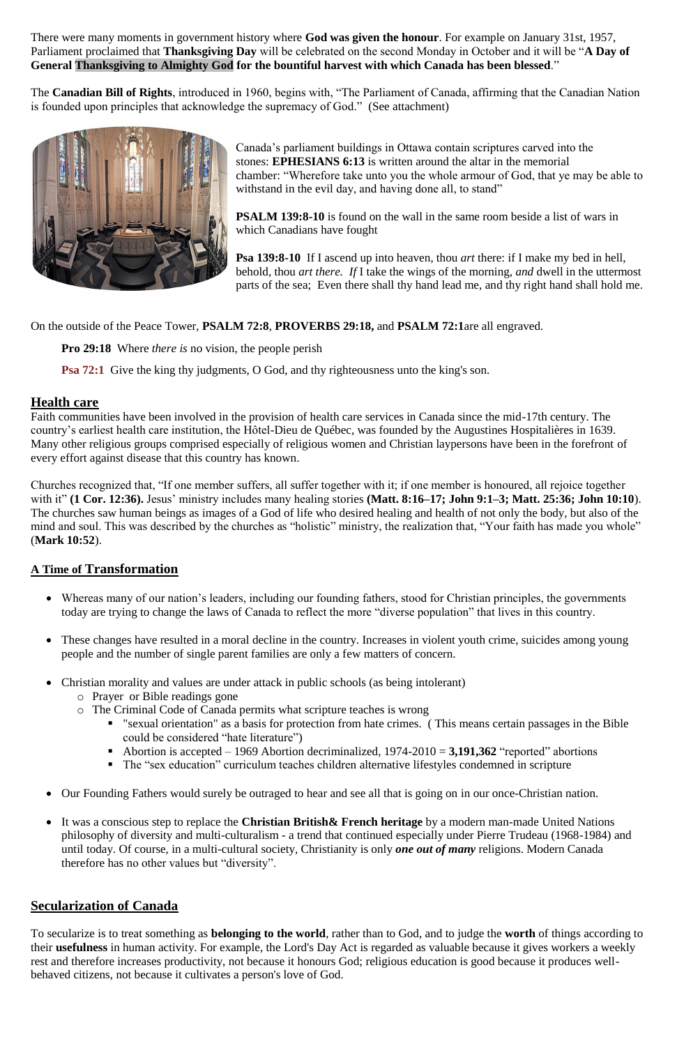There were many moments in government history where **God was given the honour**. For example on January 31st, 1957, Parliament proclaimed that **Thanksgiving Day** will be celebrated on the second Monday in October and it will be "**A Day of General Thanksgiving to Almighty God for the bountiful harvest with which Canada has been blessed**."

The **Canadian Bill of Rights**, introduced in 1960, begins with, "The Parliament of Canada, affirming that the Canadian Nation is founded upon principles that acknowledge the supremacy of God." (See attachment)

Canada's parliament buildings in Ottawa contain scriptures carved into the stones: **EPHESIANS 6:13** is written around the altar in the memorial chamber: "Wherefore take unto you the whole armour of God, that ye may be able to withstand in the evil day, and having done all, to stand"

**PSALM 139:8-10** is found on the wall in the same room beside a list of wars in which Canadians have fought

**Psa 139:8-10** If I ascend up into heaven, thou *art* there: if I make my bed in hell, behold, thou *art there. If* I take the wings of the morning, *and* dwell in the uttermost parts of the sea; Even there shall thy hand lead me, and thy right hand shall hold me.

On the outside of the Peace Tower, **PSALM 72:8**, **PROVERBS 29:18,** and **PSALM 72:1**are all engraved.

**Pro 29:18** Where *there is* no vision, the people perish

**Psa 72:1** Give the king thy judgments, O God, and thy righteousness unto the king's son.

## Health care

Faith communities have been involved in the provision of health care services in Canada since the mid-17th century. The country's earliest health care institution, the Hôtel-Dieu de Québec, was founded by the Augustines Hospitalières in 1639. Many other religious groups comprised especially of religious women and Christian laypersons have been in the forefront of every effort against disease that this country has known.

Churches recognized that, "If one member suffers, all suffer together with it; if one member is honoured, all rejoice together with it" **(1 Cor. 12:36).** Jesus' ministry includes many healing stories **(Matt. 8:16–17; John 9:1–3; Matt. 25:36; John 10:10**). The churches saw human beings as images of a God of life who desired healing and health of not only the body, but also of the mind and soul. This was described by the churches as "holistic" ministry, the realization that, "Your faith has made you whole" (**Mark 10:52**).

## A Time of Transformation

- Whereas many of our nation's leaders, including our founding fathers, stood for Christian principles, the governments today are trying to change the laws of Canada to reflect the more "diverse population" that lives in this country.
- These changes have resulted in a moral decline in the country. Increases in violent youth crime, suicides among young people and the number of single parent families are only a few matters of concern.
- Christian morality and values are under attack in public schools (as being intolerant)
  - Prayer or Bible readings gone
  - The Criminal Code of Canada permits what scripture teaches is wrong
    - "sexual orientation" as a basis for protection from hate crimes. ( This means certain passages in the Bible could be considered "hate literature")
    - Abortion is accepted – 1969 Abortion decriminalized, 1974-2010 = **3,191,362** "reported" abortions
    - The "sex education" curriculum teaches children alternative lifestyles condemned in scripture
- Our Founding Fathers would surely be outraged to hear and see all that is going on in our once-Christian nation.
- It was a conscious step to replace the **Christian British& French heritage** by a modern man-made United Nations philosophy of diversity and multi-culturalism - a trend that continued especially under Pierre Trudeau (1968-1984) and until today. Of course, in a multi-cultural society, Christianity is only ***one out of many*** religions. Modern Canada therefore has no other values but "diversity".

## Secularization of Canada

To secularize is to treat something as **belonging to the world**, rather than to God, and to judge the **worth** of things according to their **usefulness** in human activity. For example, the Lord's Day Act is regarded as valuable because it gives workers a weekly rest and therefore increases productivity, not because it honours God; religious education is good because it produces well-behaved citizens, not because it cultivates a person's love of God.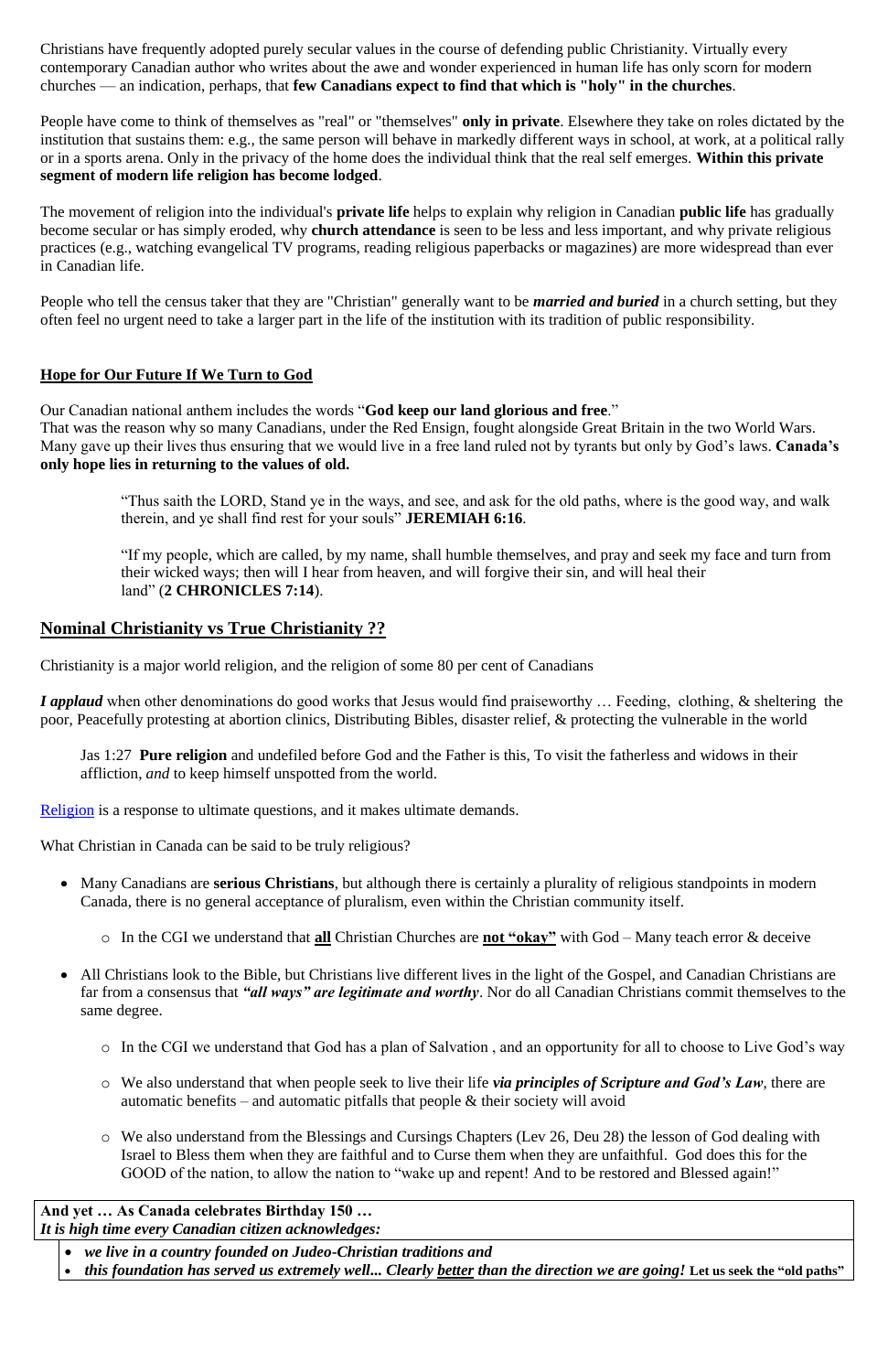Christians have frequently adopted purely secular values in the course of defending public Christianity. Virtually every contemporary Canadian author who writes about the awe and wonder experienced in human life has only scorn for modern churches — an indication, perhaps, that **few Canadians expect to find that which is "holy" in the churches**.

People have come to think of themselves as "real" or "themselves" **only in private**. Elsewhere they take on roles dictated by the institution that sustains them: e.g., the same person will behave in markedly different ways in school, at work, at a political rally or in a sports arena. Only in the privacy of the home does the individual think that the real self emerges. **Within this private segment of modern life religion has become lodged**.

The movement of religion into the individual's **private life** helps to explain why religion in Canadian **public life** has gradually become secular or has simply eroded, why **church attendance** is seen to be less and less important, and why private religious practices (e.g., watching evangelical TV programs, reading religious paperbacks or magazines) are more widespread than ever in Canadian life.

People who tell the census taker that they are "Christian" generally want to be ***married and buried*** in a church setting, but they often feel no urgent need to take a larger part in the life of the institution with its tradition of public responsibility.

**Hope for Our Future If We Turn to God**

Our Canadian national anthem includes the words "**God keep our land glorious and free**."
That was the reason why so many Canadians, under the Red Ensign, fought alongside Great Britain in the two World Wars. Many gave up their lives thus ensuring that we would live in a free land ruled not by tyrants but only by God's laws. **Canada's only hope lies in returning to the values of old.**

> "Thus saith the LORD, Stand ye in the ways, and see, and ask for the old paths, where is the good way, and walk therein, and ye shall find rest for your souls" **JEREMIAH 6:16**.
>
> "If my people, which are called, by my name, shall humble themselves, and pray and seek my face and turn from their wicked ways; then will I hear from heaven, and will forgive their sin, and will heal their land" (**2 CHRONICLES 7:14**).

## Nominal Christianity vs True Christianity ??

Christianity is a major world religion, and the religion of some 80 per cent of Canadians

***I applaud*** when other denominations do good works that Jesus would find praiseworthy … Feeding, clothing, & sheltering the poor, Peacefully protesting at abortion clinics, Distributing Bibles, disaster relief, & protecting the vulnerable in the world

> Jas 1:27 **Pure religion** and undefiled before God and the Father is this, To visit the fatherless and widows in their affliction, *and* to keep himself unspotted from the world.

Religion is a response to ultimate questions, and it makes ultimate demands.

What Christian in Canada can be said to be truly religious?

- Many Canadians are **serious Christians**, but although there is certainly a plurality of religious standpoints in modern Canada, there is no general acceptance of pluralism, even within the Christian community itself.
  - In the CGI we understand that **all** Christian Churches are **not "okay"** with God – Many teach error & deceive
- All Christians look to the Bible, but Christians live different lives in the light of the Gospel, and Canadian Christians are far from a consensus that ***"all ways" are legitimate and worthy***. Nor do all Canadian Christians commit themselves to the same degree.
  - In the CGI we understand that God has a plan of Salvation , and an opportunity for all to choose to Live God's way
  - We also understand that when people seek to live their life ***via principles of Scripture and God's Law***, there are automatic benefits – and automatic pitfalls that people & their society will avoid
  - We also understand from the Blessings and Cursings Chapters (Lev 26, Deu 28) the lesson of God dealing with Israel to Bless them when they are faithful and to Curse them when they are unfaithful. God does this for the GOOD of the nation, to allow the nation to "wake up and repent! And to be restored and Blessed again!"

**And yet … As Canada celebrates Birthday 150 …**
***It is high time every Canadian citizen acknowledges:***

- ***we live in a country founded on Judeo-Christian traditions and***
- ***this foundation has served us extremely well... Clearly better than the direction we are going!*** **Let us seek the "old paths"**